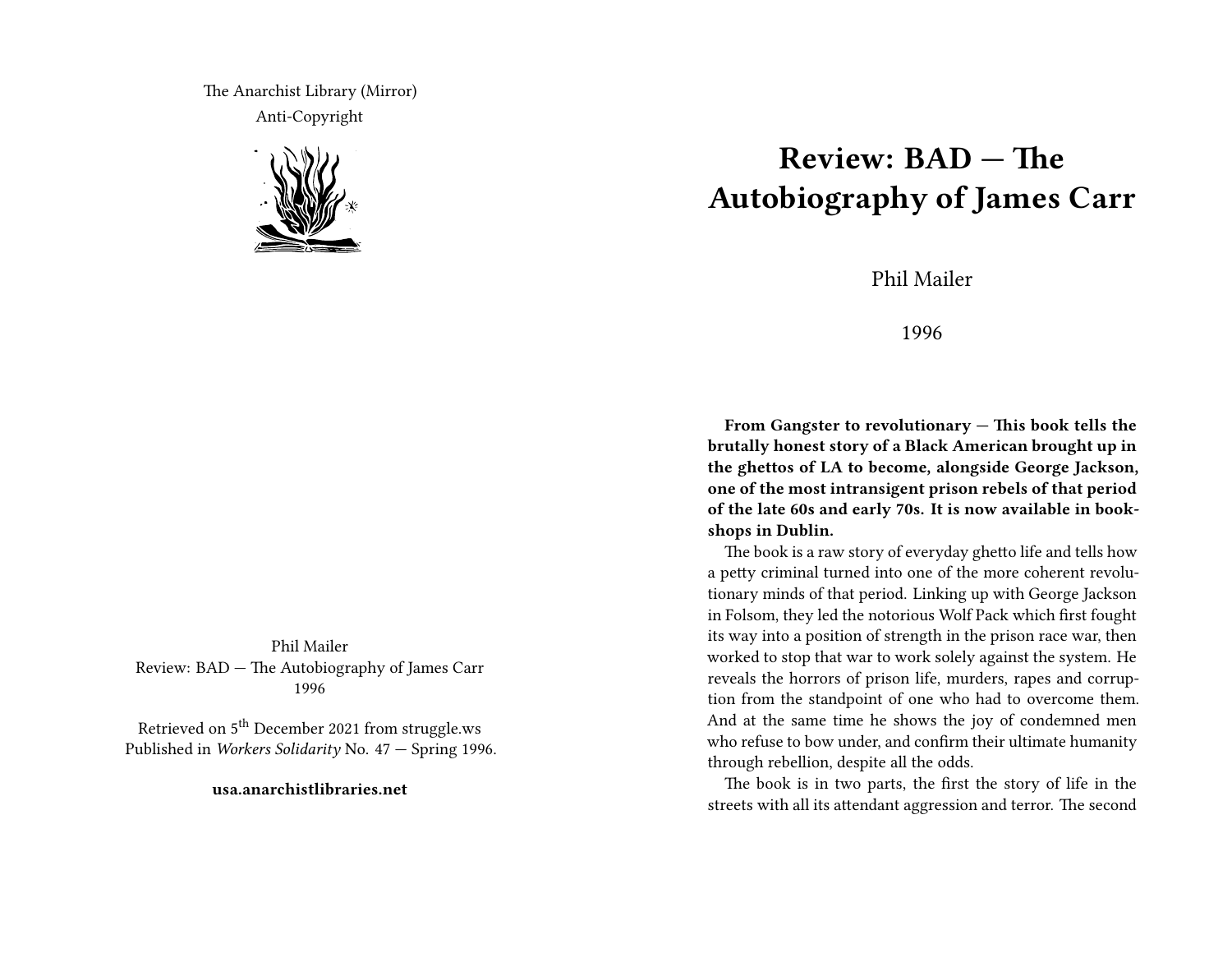The Anarchist Library (Mirror)
Anti-Copyright

Phil Mailer
Review: BAD — The Autobiography of James Carr
1996

Retrieved on 5th December 2021 from struggle.ws
Published in *Workers Solidarity* No. 47 — Spring 1996.

**usa.anarchistlibraries.net**

# Review: BAD — The Autobiography of James Carr

Phil Mailer

1996

**From Gangster to revolutionary — This book tells the brutally honest story of a Black American brought up in the ghettos of LA to become, alongside George Jackson, one of the most intransigent prison rebels of that period of the late 60s and early 70s. It is now available in bookshops in Dublin.**

The book is a raw story of everyday ghetto life and tells how a petty criminal turned into one of the more coherent revolutionary minds of that period. Linking up with George Jackson in Folsom, they led the notorious Wolf Pack which first fought its way into a position of strength in the prison race war, then worked to stop that war to work solely against the system. He reveals the horrors of prison life, murders, rapes and corruption from the standpoint of one who had to overcome them. And at the same time he shows the joy of condemned men who refuse to bow under, and confirm their ultimate humanity through rebellion, despite all the odds.

The book is in two parts, the first the story of life in the streets with all its attendant aggression and terror. The second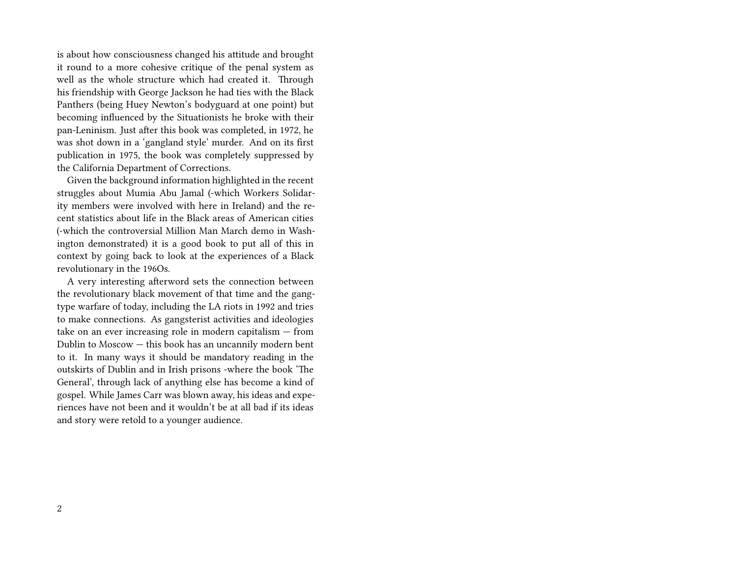is about how consciousness changed his attitude and brought it round to a more cohesive critique of the penal system as well as the whole structure which had created it. Through his friendship with George Jackson he had ties with the Black Panthers (being Huey Newton's bodyguard at one point) but becoming influenced by the Situationists he broke with their pan-Leninism. Just after this book was completed, in 1972, he was shot down in a 'gangland style' murder. And on its first publication in 1975, the book was completely suppressed by the California Department of Corrections.

Given the background information highlighted in the recent struggles about Mumia Abu Jamal (-which Workers Solidarity members were involved with here in Ireland) and the recent statistics about life in the Black areas of American cities (-which the controversial Million Man March demo in Washington demonstrated) it is a good book to put all of this in context by going back to look at the experiences of a Black revolutionary in the 196Os.

A very interesting afterword sets the connection between the revolutionary black movement of that time and the gang-type warfare of today, including the LA riots in 1992 and tries to make connections. As gangsterist activities and ideologies take on an ever increasing role in modern capitalism — from Dublin to Moscow — this book has an uncannily modern bent to it. In many ways it should be mandatory reading in the outskirts of Dublin and in Irish prisons -where the book 'The General', through lack of anything else has become a kind of gospel. While James Carr was blown away, his ideas and experiences have not been and it wouldn't be at all bad if its ideas and story were retold to a younger audience.